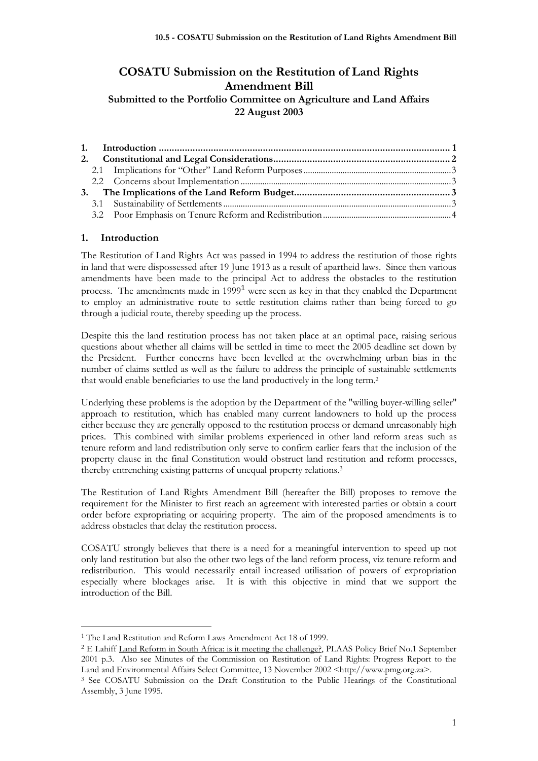# COSATU Submission on the Restitution of Land Rights Amendment Bill

**Submitted to the Portfolio Committee on Agriculture and Land Affairs**
**22 August 2003**

**1. Introduction ........................................................ 1**
**2. Constitutional and Legal Considerations ........................................................ 2**
  2.1 Implications for "Other" Land Reform Purposes ........................................................ 3
  2.2 Concerns about Implementation ........................................................ 3
**3. The Implications of the Land Reform Budget ........................................................ 3**
  3.1 Sustainability of Settlements ........................................................ 3
  3.2 Poor Emphasis on Tenure Reform and Redistribution ........................................................ 4

## 1. Introduction

The Restitution of Land Rights Act was passed in 1994 to address the restitution of those rights in land that were dispossessed after 19 June 1913 as a result of apartheid laws. Since then various amendments have been made to the principal Act to address the obstacles to the restitution process. The amendments made in 1999[1] were seen as key in that they enabled the Department to employ an administrative route to settle restitution claims rather than being forced to go through a judicial route, thereby speeding up the process.

Despite this the land restitution process has not taken place at an optimal pace, raising serious questions about whether all claims will be settled in time to meet the 2005 deadline set down by the President. Further concerns have been levelled at the overwhelming urban bias in the number of claims settled as well as the failure to address the principle of sustainable settlements that would enable beneficiaries to use the land productively in the long term.[2]

Underlying these problems is the adoption by the Department of the "willing buyer-willing seller" approach to restitution, which has enabled many current landowners to hold up the process either because they are generally opposed to the restitution process or demand unreasonably high prices. This combined with similar problems experienced in other land reform areas such as tenure reform and land redistribution only serve to confirm earlier fears that the inclusion of the property clause in the final Constitution would obstruct land restitution and reform processes, thereby entrenching existing patterns of unequal property relations.[3]

The Restitution of Land Rights Amendment Bill (hereafter the Bill) proposes to remove the requirement for the Minister to first reach an agreement with interested parties or obtain a court order before expropriating or acquiring property. The aim of the proposed amendments is to address obstacles that delay the restitution process.

COSATU strongly believes that there is a need for a meaningful intervention to speed up not only land restitution but also the other two legs of the land reform process, viz tenure reform and redistribution. This would necessarily entail increased utilisation of powers of expropriation especially where blockages arise. It is with this objective in mind that we support the introduction of the Bill.

---

[1] The Land Restitution and Reform Laws Amendment Act 18 of 1999.

[2] E Lahiff Land Reform in South Africa: is it meeting the challenge?, PLAAS Policy Brief No.1 September 2001 p.3. Also see Minutes of the Commission on Restitution of Land Rights: Progress Report to the Land and Environmental Affairs Select Committee, 13 November 2002 <http://www.pmg.org.za>.

[3] See COSATU Submission on the Draft Constitution to the Public Hearings of the Constitutional Assembly, 3 June 1995.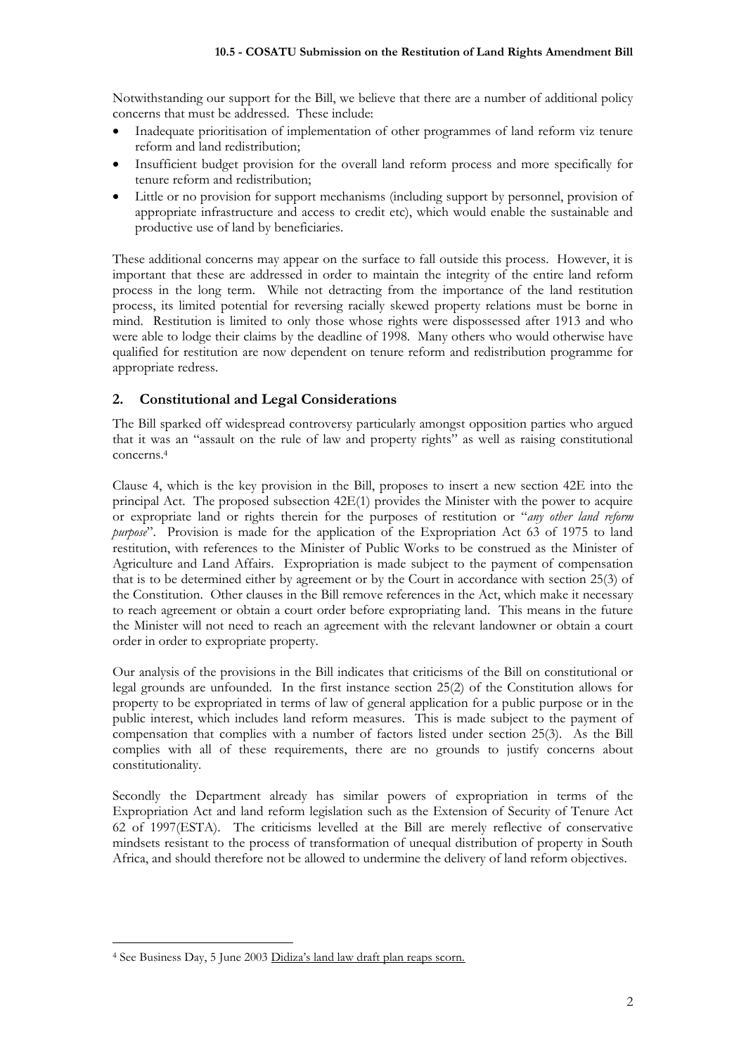Notwithstanding our support for the Bill, we believe that there are a number of additional policy concerns that must be addressed. These include:

- Inadequate prioritisation of implementation of other programmes of land reform viz tenure reform and land redistribution;
- Insufficient budget provision for the overall land reform process and more specifically for tenure reform and redistribution;
- Little or no provision for support mechanisms (including support by personnel, provision of appropriate infrastructure and access to credit etc), which would enable the sustainable and productive use of land by beneficiaries.

These additional concerns may appear on the surface to fall outside this process. However, it is important that these are addressed in order to maintain the integrity of the entire land reform process in the long term. While not detracting from the importance of the land restitution process, its limited potential for reversing racially skewed property relations must be borne in mind. Restitution is limited to only those whose rights were dispossessed after 1913 and who were able to lodge their claims by the deadline of 1998. Many others who would otherwise have qualified for restitution are now dependent on tenure reform and redistribution programme for appropriate redress.

## 2. Constitutional and Legal Considerations

The Bill sparked off widespread controversy particularly amongst opposition parties who argued that it was an "assault on the rule of law and property rights" as well as raising constitutional concerns.[4]

Clause 4, which is the key provision in the Bill, proposes to insert a new section 42E into the principal Act. The proposed subsection 42E(1) provides the Minister with the power to acquire or expropriate land or rights therein for the purposes of restitution or "*any other land reform purpose*". Provision is made for the application of the Expropriation Act 63 of 1975 to land restitution, with references to the Minister of Public Works to be construed as the Minister of Agriculture and Land Affairs. Expropriation is made subject to the payment of compensation that is to be determined either by agreement or by the Court in accordance with section 25(3) of the Constitution. Other clauses in the Bill remove references in the Act, which make it necessary to reach agreement or obtain a court order before expropriating land. This means in the future the Minister will not need to reach an agreement with the relevant landowner or obtain a court order in order to expropriate property.

Our analysis of the provisions in the Bill indicates that criticisms of the Bill on constitutional or legal grounds are unfounded. In the first instance section 25(2) of the Constitution allows for property to be expropriated in terms of law of general application for a public purpose or in the public interest, which includes land reform measures. This is made subject to the payment of compensation that complies with a number of factors listed under section 25(3). As the Bill complies with all of these requirements, there are no grounds to justify concerns about constitutionality.

Secondly the Department already has similar powers of expropriation in terms of the Expropriation Act and land reform legislation such as the Extension of Security of Tenure Act 62 of 1997(ESTA). The criticisms levelled at the Bill are merely reflective of conservative mindsets resistant to the process of transformation of unequal distribution of property in South Africa, and should therefore not be allowed to undermine the delivery of land reform objectives.

---

[4] See Business Day, 5 June 2003 Didiza's land law draft plan reaps scorn.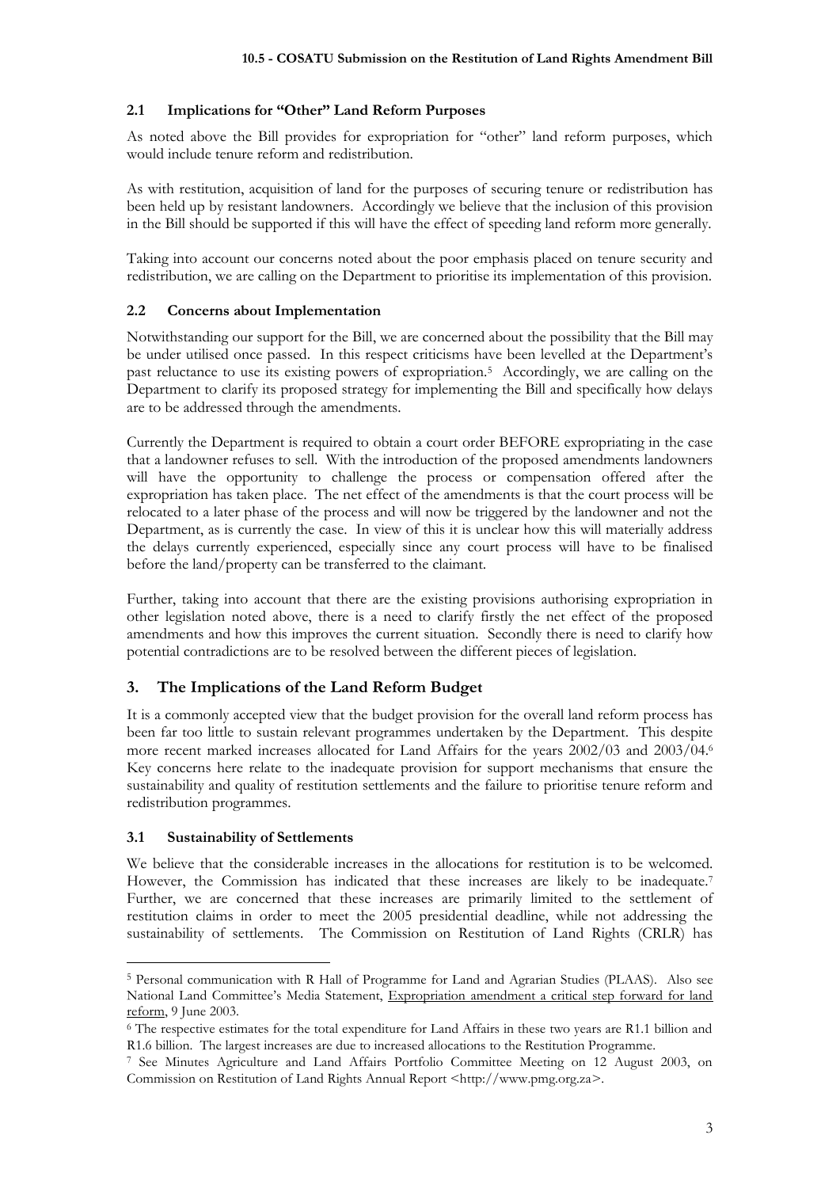### 2.1 Implications for "Other" Land Reform Purposes

As noted above the Bill provides for expropriation for "other" land reform purposes, which would include tenure reform and redistribution.

As with restitution, acquisition of land for the purposes of securing tenure or redistribution has been held up by resistant landowners. Accordingly we believe that the inclusion of this provision in the Bill should be supported if this will have the effect of speeding land reform more generally.

Taking into account our concerns noted about the poor emphasis placed on tenure security and redistribution, we are calling on the Department to prioritise its implementation of this provision.

### 2.2 Concerns about Implementation

Notwithstanding our support for the Bill, we are concerned about the possibility that the Bill may be under utilised once passed. In this respect criticisms have been levelled at the Department's past reluctance to use its existing powers of expropriation.[5] Accordingly, we are calling on the Department to clarify its proposed strategy for implementing the Bill and specifically how delays are to be addressed through the amendments.

Currently the Department is required to obtain a court order BEFORE expropriating in the case that a landowner refuses to sell. With the introduction of the proposed amendments landowners will have the opportunity to challenge the process or compensation offered after the expropriation has taken place. The net effect of the amendments is that the court process will be relocated to a later phase of the process and will now be triggered by the landowner and not the Department, as is currently the case. In view of this it is unclear how this will materially address the delays currently experienced, especially since any court process will have to be finalised before the land/property can be transferred to the claimant.

Further, taking into account that there are the existing provisions authorising expropriation in other legislation noted above, there is a need to clarify firstly the net effect of the proposed amendments and how this improves the current situation. Secondly there is need to clarify how potential contradictions are to be resolved between the different pieces of legislation.

## 3. The Implications of the Land Reform Budget

It is a commonly accepted view that the budget provision for the overall land reform process has been far too little to sustain relevant programmes undertaken by the Department. This despite more recent marked increases allocated for Land Affairs for the years 2002/03 and 2003/04.[6] Key concerns here relate to the inadequate provision for support mechanisms that ensure the sustainability and quality of restitution settlements and the failure to prioritise tenure reform and redistribution programmes.

### 3.1 Sustainability of Settlements

We believe that the considerable increases in the allocations for restitution is to be welcomed. However, the Commission has indicated that these increases are likely to be inadequate.[7] Further, we are concerned that these increases are primarily limited to the settlement of restitution claims in order to meet the 2005 presidential deadline, while not addressing the sustainability of settlements. The Commission on Restitution of Land Rights (CRLR) has

---

[5] Personal communication with R Hall of Programme for Land and Agrarian Studies (PLAAS). Also see National Land Committee's Media Statement, Expropriation amendment a critical step forward for land reform, 9 June 2003.

[6] The respective estimates for the total expenditure for Land Affairs in these two years are R1.1 billion and R1.6 billion. The largest increases are due to increased allocations to the Restitution Programme.

[7] See Minutes Agriculture and Land Affairs Portfolio Committee Meeting on 12 August 2003, on Commission on Restitution of Land Rights Annual Report <http://www.pmg.org.za>.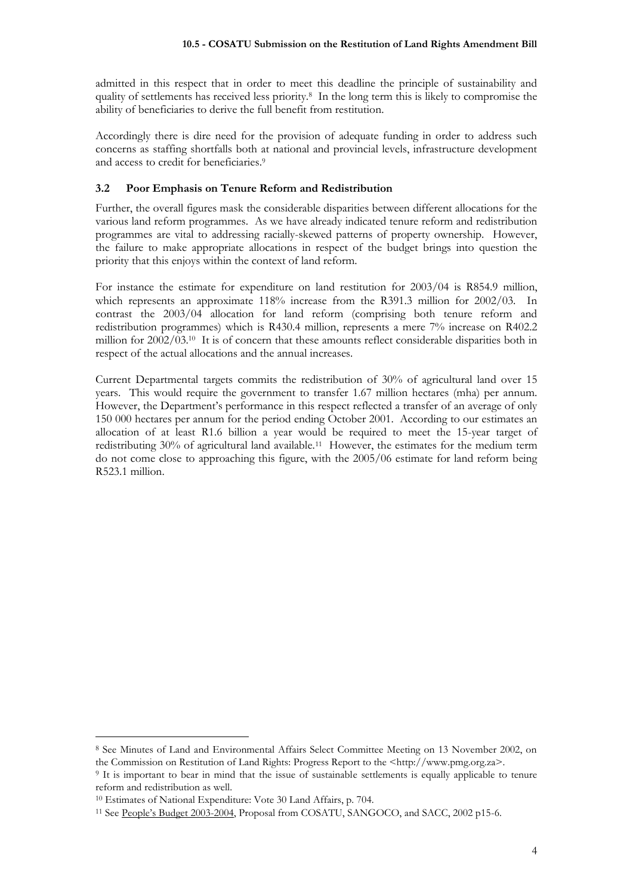admitted in this respect that in order to meet this deadline the principle of sustainability and quality of settlements has received less priority.[8] In the long term this is likely to compromise the ability of beneficiaries to derive the full benefit from restitution.

Accordingly there is dire need for the provision of adequate funding in order to address such concerns as staffing shortfalls both at national and provincial levels, infrastructure development and access to credit for beneficiaries.[9]

### 3.2 Poor Emphasis on Tenure Reform and Redistribution

Further, the overall figures mask the considerable disparities between different allocations for the various land reform programmes. As we have already indicated tenure reform and redistribution programmes are vital to addressing racially-skewed patterns of property ownership. However, the failure to make appropriate allocations in respect of the budget brings into question the priority that this enjoys within the context of land reform.

For instance the estimate for expenditure on land restitution for 2003/04 is R854.9 million, which represents an approximate 118% increase from the R391.3 million for 2002/03. In contrast the 2003/04 allocation for land reform (comprising both tenure reform and redistribution programmes) which is R430.4 million, represents a mere 7% increase on R402.2 million for 2002/03.[10] It is of concern that these amounts reflect considerable disparities both in respect of the actual allocations and the annual increases.

Current Departmental targets commits the redistribution of 30% of agricultural land over 15 years. This would require the government to transfer 1.67 million hectares (mha) per annum. However, the Department's performance in this respect reflected a transfer of an average of only 150 000 hectares per annum for the period ending October 2001. According to our estimates an allocation of at least R1.6 billion a year would be required to meet the 15-year target of redistributing 30% of agricultural land available.[11] However, the estimates for the medium term do not come close to approaching this figure, with the 2005/06 estimate for land reform being R523.1 million.

---

[8] See Minutes of Land and Environmental Affairs Select Committee Meeting on 13 November 2002, on the Commission on Restitution of Land Rights: Progress Report to the <http://www.pmg.org.za>.

[9] It is important to bear in mind that the issue of sustainable settlements is equally applicable to tenure reform and redistribution as well.

[10] Estimates of National Expenditure: Vote 30 Land Affairs, p. 704.

[11] See People's Budget 2003-2004, Proposal from COSATU, SANGOCO, and SACC, 2002 p15-6.